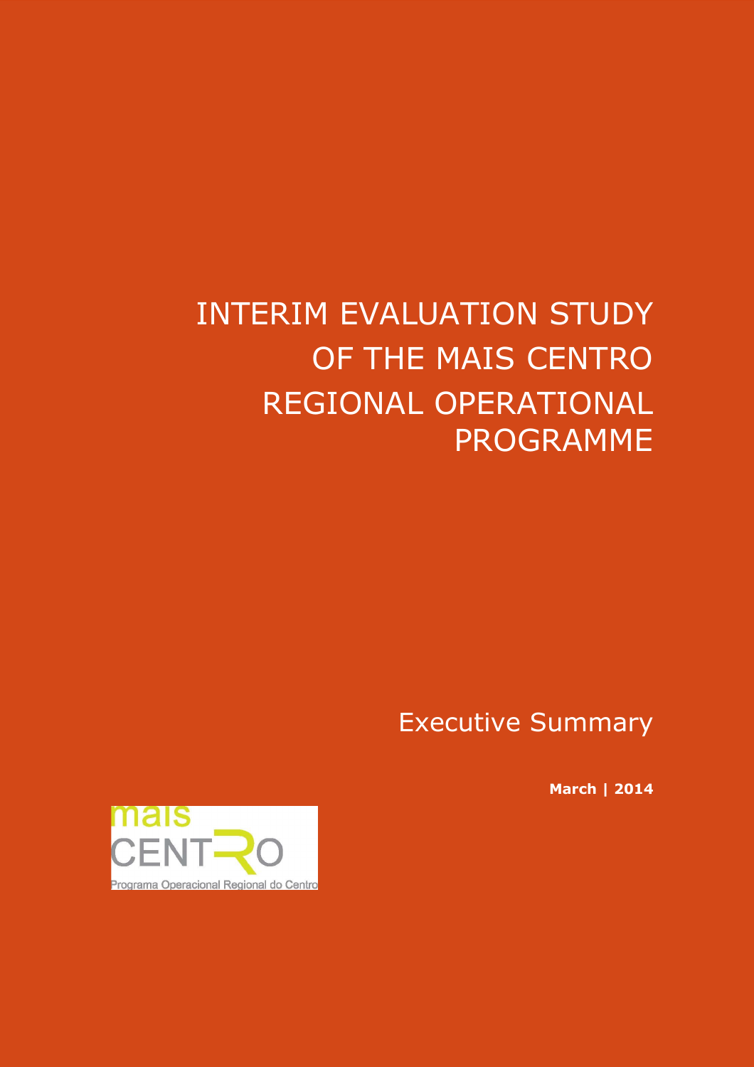# INTERIM EVALUATION STUDY OF THE MAIS CENTRO REGIONAL OPERATIONAL PROGRAMME

## Executive Summary

**March | 2014**

mais CENTRO

Programa Operacional Regional do Centro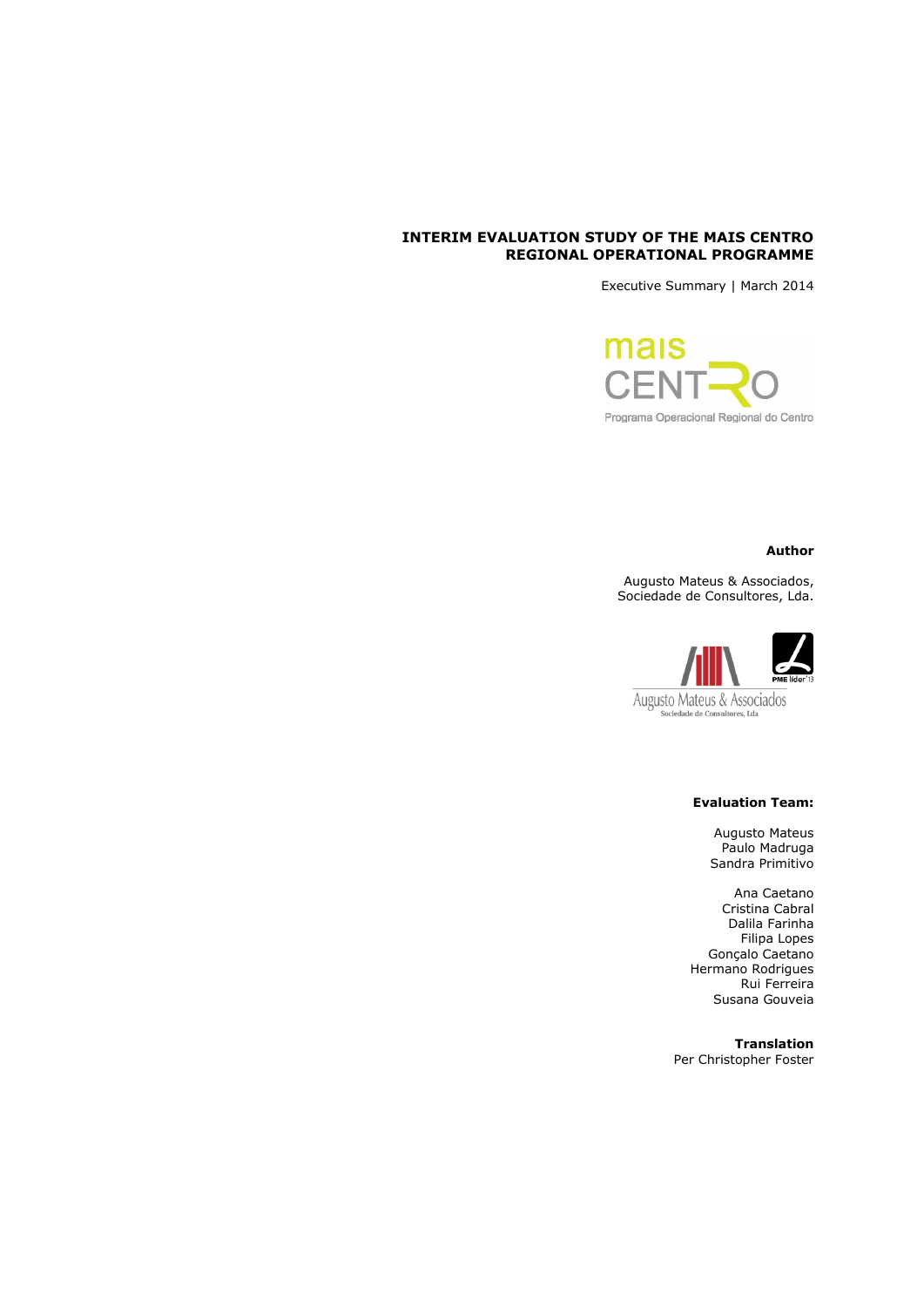# INTERIM EVALUATION STUDY OF THE MAIS CENTRO REGIONAL OPERATIONAL PROGRAMME

Executive Summary | March 2014

mais CENTRO

Programa Operacional Regional do Centro

**Author**

Augusto Mateus & Associados, Sociedade de Consultores, Lda.

**Evaluation Team:**

Augusto Mateus
Paulo Madruga
Sandra Primitivo

Ana Caetano
Cristina Cabral
Dalila Farinha
Filipa Lopes
Gonçalo Caetano
Hermano Rodrigues
Rui Ferreira
Susana Gouveia

**Translation**

Per Christopher Foster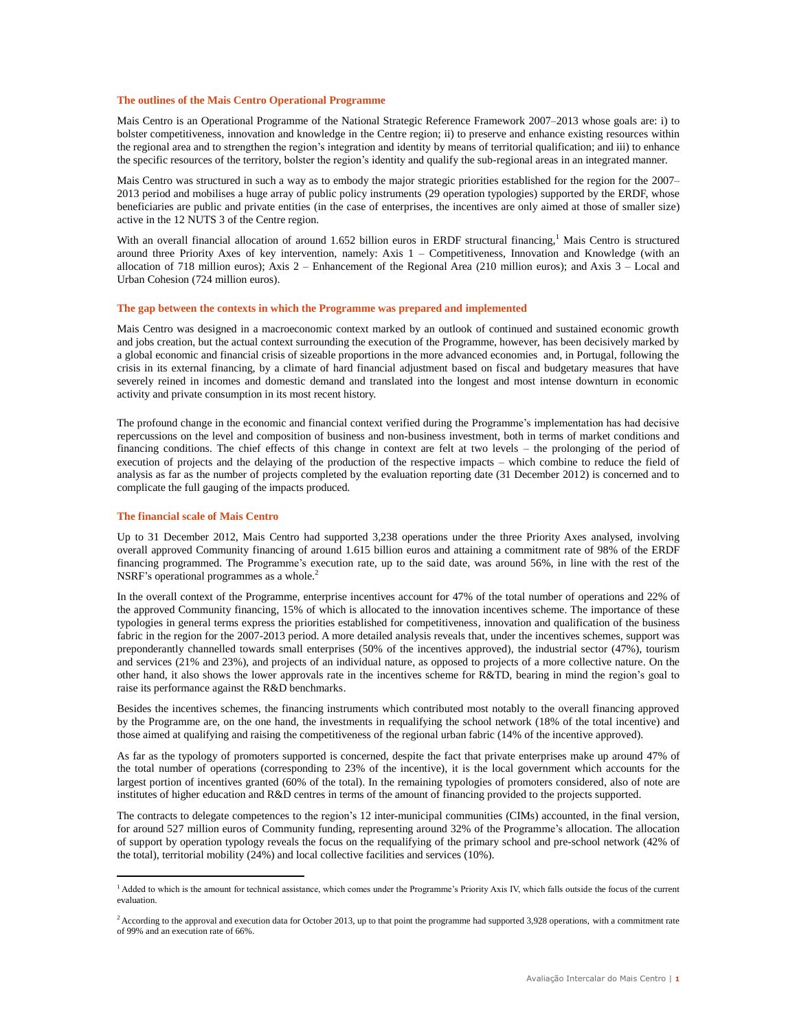### The outlines of the Mais Centro Operational Programme

Mais Centro is an Operational Programme of the National Strategic Reference Framework 2007–2013 whose goals are: i) to bolster competitiveness, innovation and knowledge in the Centre region; ii) to preserve and enhance existing resources within the regional area and to strengthen the region's integration and identity by means of territorial qualification; and iii) to enhance the specific resources of the territory, bolster the region's identity and qualify the sub-regional areas in an integrated manner.

Mais Centro was structured in such a way as to embody the major strategic priorities established for the region for the 2007–2013 period and mobilises a huge array of public policy instruments (29 operation typologies) supported by the ERDF, whose beneficiaries are public and private entities (in the case of enterprises, the incentives are only aimed at those of smaller size) active in the 12 NUTS 3 of the Centre region.

With an overall financial allocation of around 1.652 billion euros in ERDF structural financing,[1] Mais Centro is structured around three Priority Axes of key intervention, namely: Axis 1 – Competitiveness, Innovation and Knowledge (with an allocation of 718 million euros); Axis 2 – Enhancement of the Regional Area (210 million euros); and Axis 3 – Local and Urban Cohesion (724 million euros).

### The gap between the contexts in which the Programme was prepared and implemented

Mais Centro was designed in a macroeconomic context marked by an outlook of continued and sustained economic growth and jobs creation, but the actual context surrounding the execution of the Programme, however, has been decisively marked by a global economic and financial crisis of sizeable proportions in the more advanced economies and, in Portugal, following the crisis in its external financing, by a climate of hard financial adjustment based on fiscal and budgetary measures that have severely reined in incomes and domestic demand and translated into the longest and most intense downturn in economic activity and private consumption in its most recent history.

The profound change in the economic and financial context verified during the Programme's implementation has had decisive repercussions on the level and composition of business and non-business investment, both in terms of market conditions and financing conditions. The chief effects of this change in context are felt at two levels – the prolonging of the period of execution of projects and the delaying of the production of the respective impacts – which combine to reduce the field of analysis as far as the number of projects completed by the evaluation reporting date (31 December 2012) is concerned and to complicate the full gauging of the impacts produced.

### The financial scale of Mais Centro

Up to 31 December 2012, Mais Centro had supported 3,238 operations under the three Priority Axes analysed, involving overall approved Community financing of around 1.615 billion euros and attaining a commitment rate of 98% of the ERDF financing programmed. The Programme's execution rate, up to the said date, was around 56%, in line with the rest of the NSRF's operational programmes as a whole.[2]

In the overall context of the Programme, enterprise incentives account for 47% of the total number of operations and 22% of the approved Community financing, 15% of which is allocated to the innovation incentives scheme. The importance of these typologies in general terms express the priorities established for competitiveness, innovation and qualification of the business fabric in the region for the 2007-2013 period. A more detailed analysis reveals that, under the incentives schemes, support was preponderantly channelled towards small enterprises (50% of the incentives approved), the industrial sector (47%), tourism and services (21% and 23%), and projects of an individual nature, as opposed to projects of a more collective nature. On the other hand, it also shows the lower approvals rate in the incentives scheme for R&TD, bearing in mind the region's goal to raise its performance against the R&D benchmarks.

Besides the incentives schemes, the financing instruments which contributed most notably to the overall financing approved by the Programme are, on the one hand, the investments in requalifying the school network (18% of the total incentive) and those aimed at qualifying and raising the competitiveness of the regional urban fabric (14% of the incentive approved).

As far as the typology of promoters supported is concerned, despite the fact that private enterprises make up around 47% of the total number of operations (corresponding to 23% of the incentive), it is the local government which accounts for the largest portion of incentives granted (60% of the total). In the remaining typologies of promoters considered, also of note are institutes of higher education and R&D centres in terms of the amount of financing provided to the projects supported.

The contracts to delegate competences to the region's 12 inter-municipal communities (CIMs) accounted, in the final version, for around 527 million euros of Community funding, representing around 32% of the Programme's allocation. The allocation of support by operation typology reveals the focus on the requalifying of the primary school and pre-school network (42% of the total), territorial mobility (24%) and local collective facilities and services (10%).

---

[1] Added to which is the amount for technical assistance, which comes under the Programme's Priority Axis IV, which falls outside the focus of the current evaluation.

[2] According to the approval and execution data for October 2013, up to that point the programme had supported 3,928 operations, with a commitment rate of 99% and an execution rate of 66%.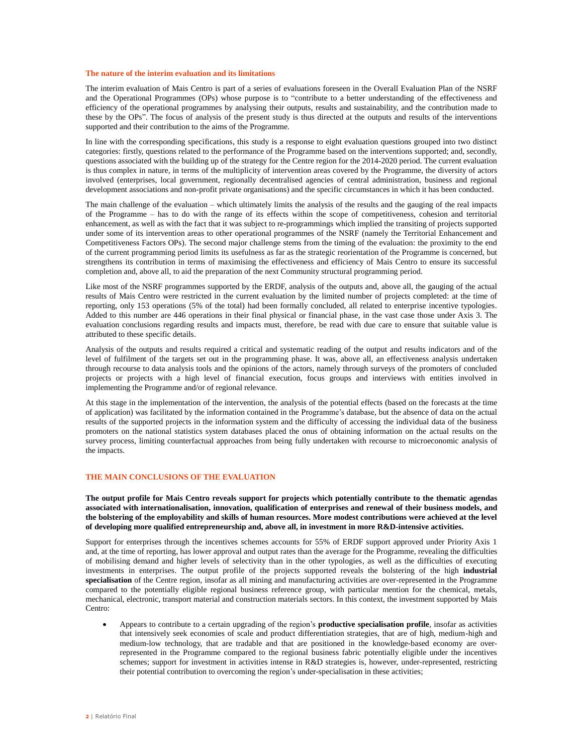### The nature of the interim evaluation and its limitations

The interim evaluation of Mais Centro is part of a series of evaluations foreseen in the Overall Evaluation Plan of the NSRF and the Operational Programmes (OPs) whose purpose is to "contribute to a better understanding of the effectiveness and efficiency of the operational programmes by analysing their outputs, results and sustainability, and the contribution made to these by the OPs". The focus of analysis of the present study is thus directed at the outputs and results of the interventions supported and their contribution to the aims of the Programme.

In line with the corresponding specifications, this study is a response to eight evaluation questions grouped into two distinct categories: firstly, questions related to the performance of the Programme based on the interventions supported; and, secondly, questions associated with the building up of the strategy for the Centre region for the 2014-2020 period. The current evaluation is thus complex in nature, in terms of the multiplicity of intervention areas covered by the Programme, the diversity of actors involved (enterprises, local government, regionally decentralised agencies of central administration, business and regional development associations and non-profit private organisations) and the specific circumstances in which it has been conducted.

The main challenge of the evaluation – which ultimately limits the analysis of the results and the gauging of the real impacts of the Programme – has to do with the range of its effects within the scope of competitiveness, cohesion and territorial enhancement, as well as with the fact that it was subject to re-programmings which implied the transiting of projects supported under some of its intervention areas to other operational programmes of the NSRF (namely the Territorial Enhancement and Competitiveness Factors OPs). The second major challenge stems from the timing of the evaluation: the proximity to the end of the current programming period limits its usefulness as far as the strategic reorientation of the Programme is concerned, but strengthens its contribution in terms of maximising the effectiveness and efficiency of Mais Centro to ensure its successful completion and, above all, to aid the preparation of the next Community structural programming period.

Like most of the NSRF programmes supported by the ERDF, analysis of the outputs and, above all, the gauging of the actual results of Mais Centro were restricted in the current evaluation by the limited number of projects completed: at the time of reporting, only 153 operations (5% of the total) had been formally concluded, all related to enterprise incentive typologies. Added to this number are 446 operations in their final physical or financial phase, in the vast case those under Axis 3. The evaluation conclusions regarding results and impacts must, therefore, be read with due care to ensure that suitable value is attributed to these specific details.

Analysis of the outputs and results required a critical and systematic reading of the output and results indicators and of the level of fulfilment of the targets set out in the programming phase. It was, above all, an effectiveness analysis undertaken through recourse to data analysis tools and the opinions of the actors, namely through surveys of the promoters of concluded projects or projects with a high level of financial execution, focus groups and interviews with entities involved in implementing the Programme and/or of regional relevance.

At this stage in the implementation of the intervention, the analysis of the potential effects (based on the forecasts at the time of application) was facilitated by the information contained in the Programme's database, but the absence of data on the actual results of the supported projects in the information system and the difficulty of accessing the individual data of the business promoters on the national statistics system databases placed the onus of obtaining information on the actual results on the survey process, limiting counterfactual approaches from being fully undertaken with recourse to microeconomic analysis of the impacts.

## THE MAIN CONCLUSIONS OF THE EVALUATION

**The output profile for Mais Centro reveals support for projects which potentially contribute to the thematic agendas associated with internationalisation, innovation, qualification of enterprises and renewal of their business models, and the bolstering of the employability and skills of human resources. More modest contributions were achieved at the level of developing more qualified entrepreneurship and, above all, in investment in more R&D-intensive activities.**

Support for enterprises through the incentives schemes accounts for 55% of ERDF support approved under Priority Axis 1 and, at the time of reporting, has lower approval and output rates than the average for the Programme, revealing the difficulties of mobilising demand and higher levels of selectivity than in the other typologies, as well as the difficulties of executing investments in enterprises. The output profile of the projects supported reveals the bolstering of the high **industrial specialisation** of the Centre region, insofar as all mining and manufacturing activities are over-represented in the Programme compared to the potentially eligible regional business reference group, with particular mention for the chemical, metals, mechanical, electronic, transport material and construction materials sectors. In this context, the investment supported by Mais Centro:

- Appears to contribute to a certain upgrading of the region's **productive specialisation profile**, insofar as activities that intensively seek economies of scale and product differentiation strategies, that are of high, medium-high and medium-low technology, that are tradable and that are positioned in the knowledge-based economy are over-represented in the Programme compared to the regional business fabric potentially eligible under the incentives schemes; support for investment in activities intense in R&D strategies is, however, under-represented, restricting their potential contribution to overcoming the region's under-specialisation in these activities;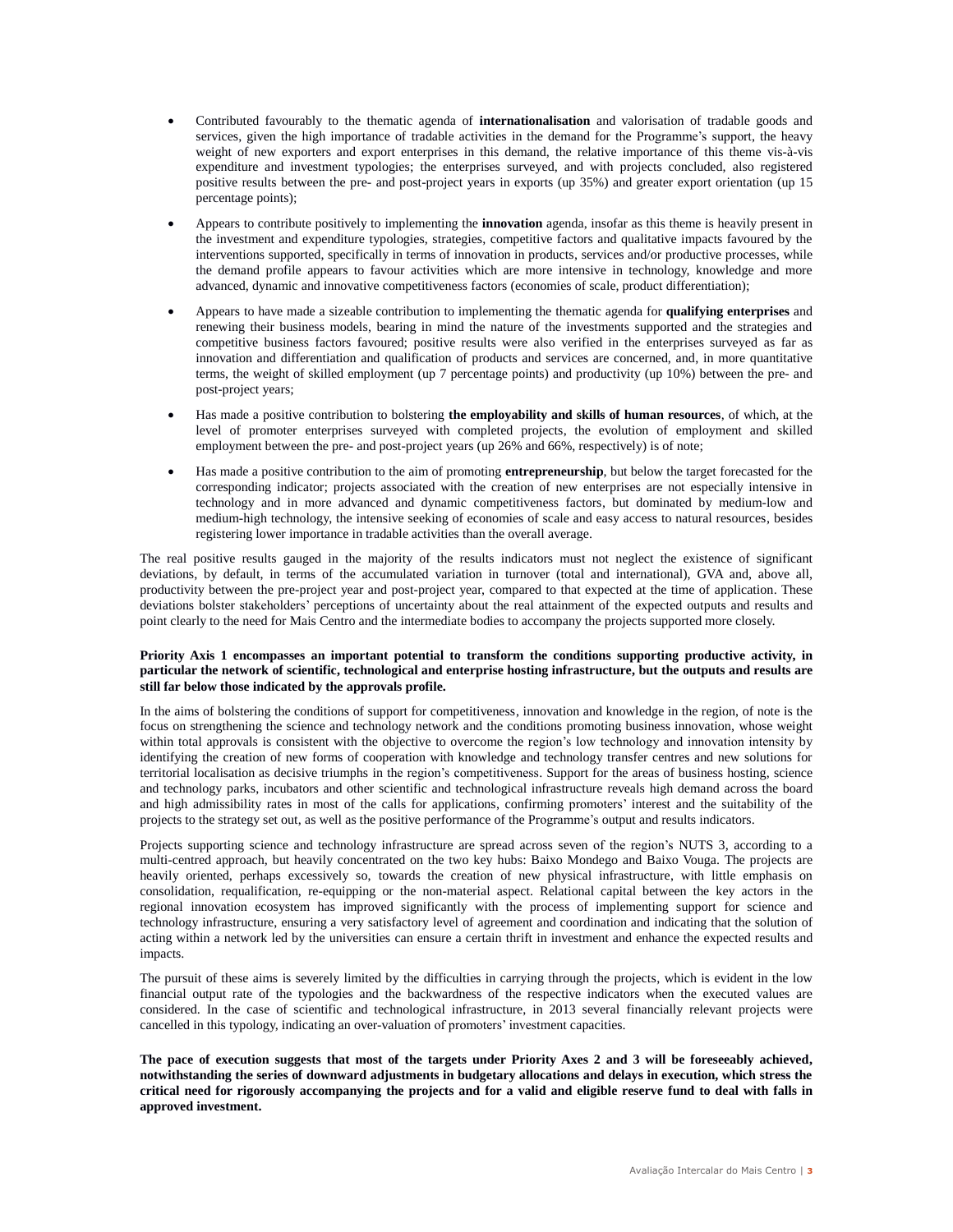- Contributed favourably to the thematic agenda of **internationalisation** and valorisation of tradable goods and services, given the high importance of tradable activities in the demand for the Programme's support, the heavy weight of new exporters and export enterprises in this demand, the relative importance of this theme vis-à-vis expenditure and investment typologies; the enterprises surveyed, and with projects concluded, also registered positive results between the pre- and post-project years in exports (up 35%) and greater export orientation (up 15 percentage points);

- Appears to contribute positively to implementing the **innovation** agenda, insofar as this theme is heavily present in the investment and expenditure typologies, strategies, competitive factors and qualitative impacts favoured by the interventions supported, specifically in terms of innovation in products, services and/or productive processes, while the demand profile appears to favour activities which are more intensive in technology, knowledge and more advanced, dynamic and innovative competitiveness factors (economies of scale, product differentiation);

- Appears to have made a sizeable contribution to implementing the thematic agenda for **qualifying enterprises** and renewing their business models, bearing in mind the nature of the investments supported and the strategies and competitive business factors favoured; positive results were also verified in the enterprises surveyed as far as innovation and differentiation and qualification of products and services are concerned, and, in more quantitative terms, the weight of skilled employment (up 7 percentage points) and productivity (up 10%) between the pre- and post-project years;

- Has made a positive contribution to bolstering **the employability and skills of human resources**, of which, at the level of promoter enterprises surveyed with completed projects, the evolution of employment and skilled employment between the pre- and post-project years (up 26% and 66%, respectively) is of note;

- Has made a positive contribution to the aim of promoting **entrepreneurship**, but below the target forecasted for the corresponding indicator; projects associated with the creation of new enterprises are not especially intensive in technology and in more advanced and dynamic competitiveness factors, but dominated by medium-low and medium-high technology, the intensive seeking of economies of scale and easy access to natural resources, besides registering lower importance in tradable activities than the overall average.

The real positive results gauged in the majority of the results indicators must not neglect the existence of significant deviations, by default, in terms of the accumulated variation in turnover (total and international), GVA and, above all, productivity between the pre-project year and post-project year, compared to that expected at the time of application. These deviations bolster stakeholders' perceptions of uncertainty about the real attainment of the expected outputs and results and point clearly to the need for Mais Centro and the intermediate bodies to accompany the projects supported more closely.

**Priority Axis 1 encompasses an important potential to transform the conditions supporting productive activity, in particular the network of scientific, technological and enterprise hosting infrastructure, but the outputs and results are still far below those indicated by the approvals profile.**

In the aims of bolstering the conditions of support for competitiveness, innovation and knowledge in the region, of note is the focus on strengthening the science and technology network and the conditions promoting business innovation, whose weight within total approvals is consistent with the objective to overcome the region's low technology and innovation intensity by identifying the creation of new forms of cooperation with knowledge and technology transfer centres and new solutions for territorial localisation as decisive triumphs in the region's competitiveness. Support for the areas of business hosting, science and technology parks, incubators and other scientific and technological infrastructure reveals high demand across the board and high admissibility rates in most of the calls for applications, confirming promoters' interest and the suitability of the projects to the strategy set out, as well as the positive performance of the Programme's output and results indicators.

Projects supporting science and technology infrastructure are spread across seven of the region's NUTS 3, according to a multi-centred approach, but heavily concentrated on the two key hubs: Baixo Mondego and Baixo Vouga. The projects are heavily oriented, perhaps excessively so, towards the creation of new physical infrastructure, with little emphasis on consolidation, requalification, re-equipping or the non-material aspect. Relational capital between the key actors in the regional innovation ecosystem has improved significantly with the process of implementing support for science and technology infrastructure, ensuring a very satisfactory level of agreement and coordination and indicating that the solution of acting within a network led by the universities can ensure a certain thrift in investment and enhance the expected results and impacts.

The pursuit of these aims is severely limited by the difficulties in carrying through the projects, which is evident in the low financial output rate of the typologies and the backwardness of the respective indicators when the executed values are considered. In the case of scientific and technological infrastructure, in 2013 several financially relevant projects were cancelled in this typology, indicating an over-valuation of promoters' investment capacities.

**The pace of execution suggests that most of the targets under Priority Axes 2 and 3 will be foreseeably achieved, notwithstanding the series of downward adjustments in budgetary allocations and delays in execution, which stress the critical need for rigorously accompanying the projects and for a valid and eligible reserve fund to deal with falls in approved investment.**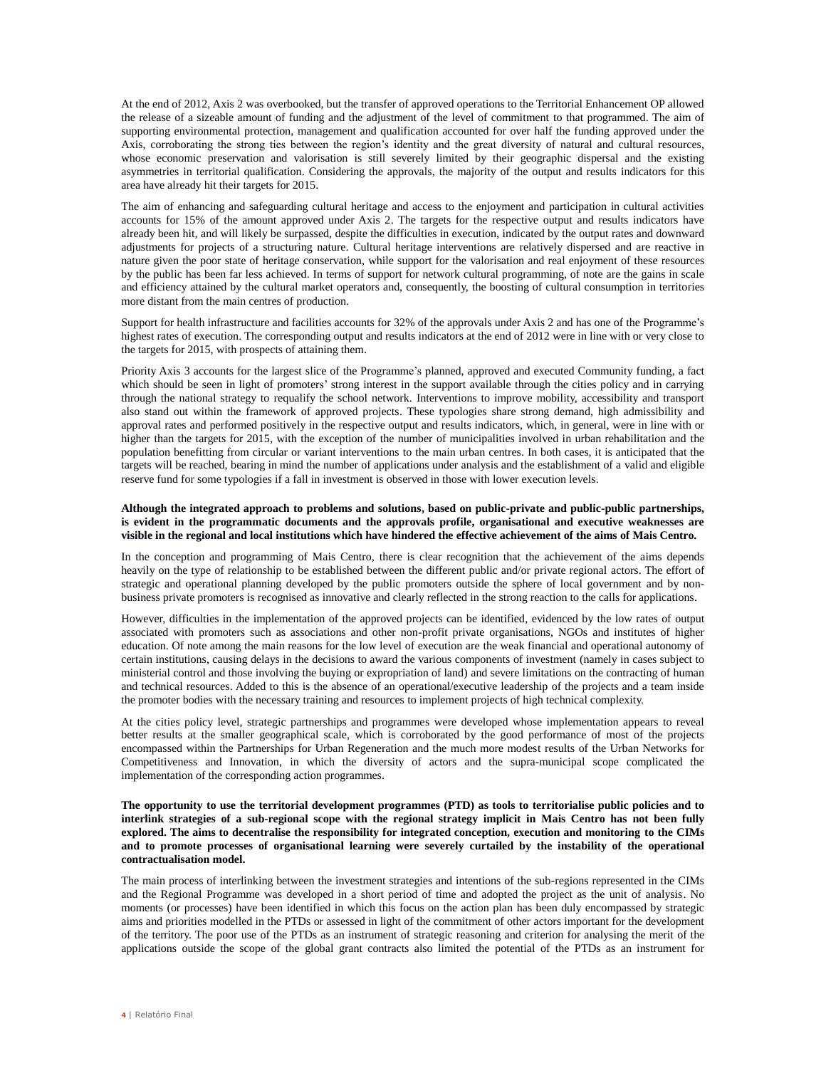At the end of 2012, Axis 2 was overbooked, but the transfer of approved operations to the Territorial Enhancement OP allowed the release of a sizeable amount of funding and the adjustment of the level of commitment to that programmed. The aim of supporting environmental protection, management and qualification accounted for over half the funding approved under the Axis, corroborating the strong ties between the region's identity and the great diversity of natural and cultural resources, whose economic preservation and valorisation is still severely limited by their geographic dispersal and the existing asymmetries in territorial qualification. Considering the approvals, the majority of the output and results indicators for this area have already hit their targets for 2015.

The aim of enhancing and safeguarding cultural heritage and access to the enjoyment and participation in cultural activities accounts for 15% of the amount approved under Axis 2. The targets for the respective output and results indicators have already been hit, and will likely be surpassed, despite the difficulties in execution, indicated by the output rates and downward adjustments for projects of a structuring nature. Cultural heritage interventions are relatively dispersed and are reactive in nature given the poor state of heritage conservation, while support for the valorisation and real enjoyment of these resources by the public has been far less achieved. In terms of support for network cultural programming, of note are the gains in scale and efficiency attained by the cultural market operators and, consequently, the boosting of cultural consumption in territories more distant from the main centres of production.

Support for health infrastructure and facilities accounts for 32% of the approvals under Axis 2 and has one of the Programme's highest rates of execution. The corresponding output and results indicators at the end of 2012 were in line with or very close to the targets for 2015, with prospects of attaining them.

Priority Axis 3 accounts for the largest slice of the Programme's planned, approved and executed Community funding, a fact which should be seen in light of promoters' strong interest in the support available through the cities policy and in carrying through the national strategy to requalify the school network. Interventions to improve mobility, accessibility and transport also stand out within the framework of approved projects. These typologies share strong demand, high admissibility and approval rates and performed positively in the respective output and results indicators, which, in general, were in line with or higher than the targets for 2015, with the exception of the number of municipalities involved in urban rehabilitation and the population benefitting from circular or variant interventions to the main urban centres. In both cases, it is anticipated that the targets will be reached, bearing in mind the number of applications under analysis and the establishment of a valid and eligible reserve fund for some typologies if a fall in investment is observed in those with lower execution levels.

**Although the integrated approach to problems and solutions, based on public-private and public-public partnerships, is evident in the programmatic documents and the approvals profile, organisational and executive weaknesses are visible in the regional and local institutions which have hindered the effective achievement of the aims of Mais Centro.**

In the conception and programming of Mais Centro, there is clear recognition that the achievement of the aims depends heavily on the type of relationship to be established between the different public and/or private regional actors. The effort of strategic and operational planning developed by the public promoters outside the sphere of local government and by non-business private promoters is recognised as innovative and clearly reflected in the strong reaction to the calls for applications.

However, difficulties in the implementation of the approved projects can be identified, evidenced by the low rates of output associated with promoters such as associations and other non-profit private organisations, NGOs and institutes of higher education. Of note among the main reasons for the low level of execution are the weak financial and operational autonomy of certain institutions, causing delays in the decisions to award the various components of investment (namely in cases subject to ministerial control and those involving the buying or expropriation of land) and severe limitations on the contracting of human and technical resources. Added to this is the absence of an operational/executive leadership of the projects and a team inside the promoter bodies with the necessary training and resources to implement projects of high technical complexity.

At the cities policy level, strategic partnerships and programmes were developed whose implementation appears to reveal better results at the smaller geographical scale, which is corroborated by the good performance of most of the projects encompassed within the Partnerships for Urban Regeneration and the much more modest results of the Urban Networks for Competitiveness and Innovation, in which the diversity of actors and the supra-municipal scope complicated the implementation of the corresponding action programmes.

**The opportunity to use the territorial development programmes (PTD) as tools to territorialise public policies and to interlink strategies of a sub-regional scope with the regional strategy implicit in Mais Centro has not been fully explored. The aims to decentralise the responsibility for integrated conception, execution and monitoring to the CIMs and to promote processes of organisational learning were severely curtailed by the instability of the operational contractualisation model.**

The main process of interlinking between the investment strategies and intentions of the sub-regions represented in the CIMs and the Regional Programme was developed in a short period of time and adopted the project as the unit of analysis. No moments (or processes) have been identified in which this focus on the action plan has been duly encompassed by strategic aims and priorities modelled in the PTDs or assessed in light of the commitment of other actors important for the development of the territory. The poor use of the PTDs as an instrument of strategic reasoning and criterion for analysing the merit of the applications outside the scope of the global grant contracts also limited the potential of the PTDs as an instrument for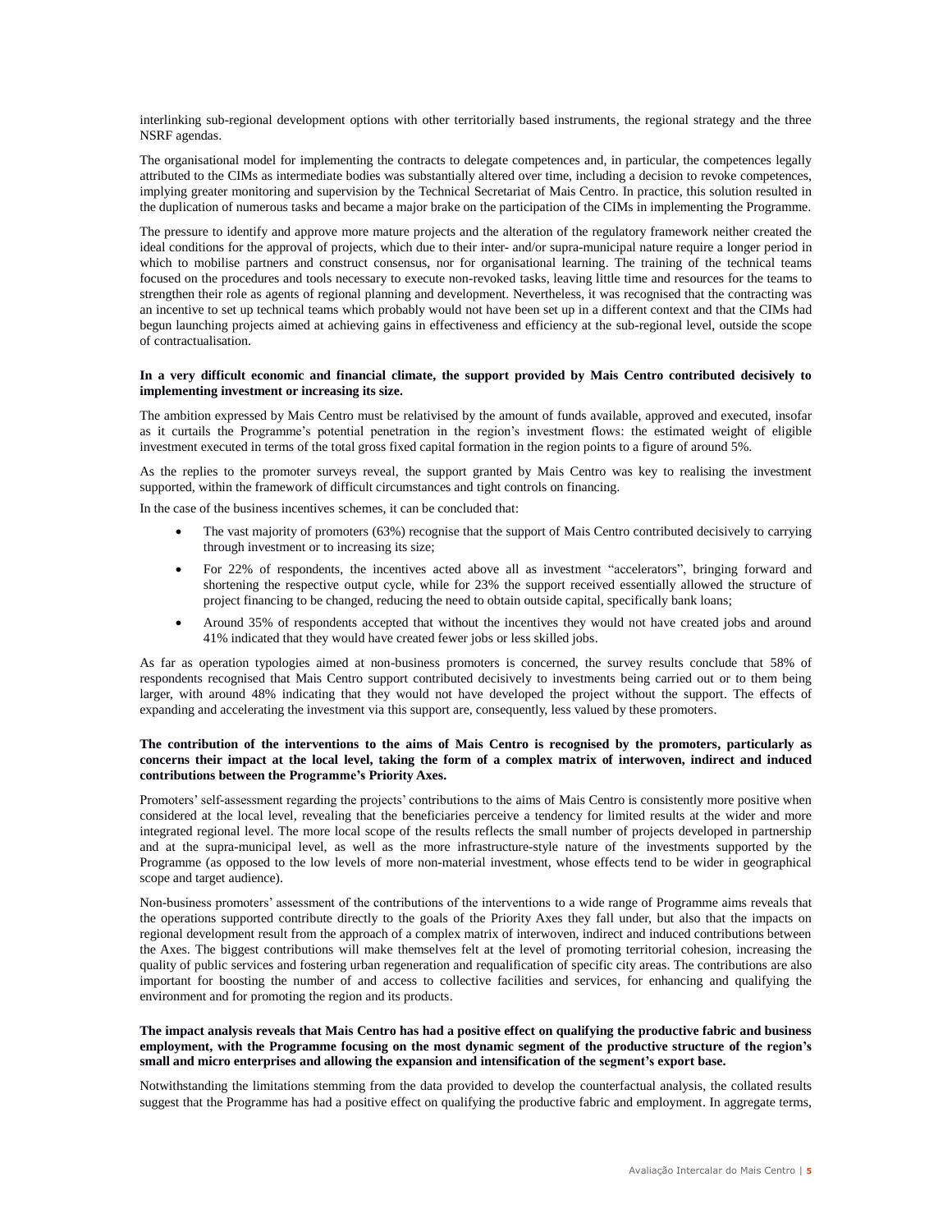interlinking sub-regional development options with other territorially based instruments, the regional strategy and the three NSRF agendas.

The organisational model for implementing the contracts to delegate competences and, in particular, the competences legally attributed to the CIMs as intermediate bodies was substantially altered over time, including a decision to revoke competences, implying greater monitoring and supervision by the Technical Secretariat of Mais Centro. In practice, this solution resulted in the duplication of numerous tasks and became a major brake on the participation of the CIMs in implementing the Programme.

The pressure to identify and approve more mature projects and the alteration of the regulatory framework neither created the ideal conditions for the approval of projects, which due to their inter- and/or supra-municipal nature require a longer period in which to mobilise partners and construct consensus, nor for organisational learning. The training of the technical teams focused on the procedures and tools necessary to execute non-revoked tasks, leaving little time and resources for the teams to strengthen their role as agents of regional planning and development. Nevertheless, it was recognised that the contracting was an incentive to set up technical teams which probably would not have been set up in a different context and that the CIMs had begun launching projects aimed at achieving gains in effectiveness and efficiency at the sub-regional level, outside the scope of contractualisation.

**In a very difficult economic and financial climate, the support provided by Mais Centro contributed decisively to implementing investment or increasing its size.**

The ambition expressed by Mais Centro must be relativised by the amount of funds available, approved and executed, insofar as it curtails the Programme's potential penetration in the region's investment flows: the estimated weight of eligible investment executed in terms of the total gross fixed capital formation in the region points to a figure of around 5%.

As the replies to the promoter surveys reveal, the support granted by Mais Centro was key to realising the investment supported, within the framework of difficult circumstances and tight controls on financing.

In the case of the business incentives schemes, it can be concluded that:

- The vast majority of promoters (63%) recognise that the support of Mais Centro contributed decisively to carrying through investment or to increasing its size;
- For 22% of respondents, the incentives acted above all as investment "accelerators", bringing forward and shortening the respective output cycle, while for 23% the support received essentially allowed the structure of project financing to be changed, reducing the need to obtain outside capital, specifically bank loans;
- Around 35% of respondents accepted that without the incentives they would not have created jobs and around 41% indicated that they would have created fewer jobs or less skilled jobs.

As far as operation typologies aimed at non-business promoters is concerned, the survey results conclude that 58% of respondents recognised that Mais Centro support contributed decisively to investments being carried out or to them being larger, with around 48% indicating that they would not have developed the project without the support. The effects of expanding and accelerating the investment via this support are, consequently, less valued by these promoters.

**The contribution of the interventions to the aims of Mais Centro is recognised by the promoters, particularly as concerns their impact at the local level, taking the form of a complex matrix of interwoven, indirect and induced contributions between the Programme's Priority Axes.**

Promoters' self-assessment regarding the projects' contributions to the aims of Mais Centro is consistently more positive when considered at the local level, revealing that the beneficiaries perceive a tendency for limited results at the wider and more integrated regional level. The more local scope of the results reflects the small number of projects developed in partnership and at the supra-municipal level, as well as the more infrastructure-style nature of the investments supported by the Programme (as opposed to the low levels of more non-material investment, whose effects tend to be wider in geographical scope and target audience).

Non-business promoters' assessment of the contributions of the interventions to a wide range of Programme aims reveals that the operations supported contribute directly to the goals of the Priority Axes they fall under, but also that the impacts on regional development result from the approach of a complex matrix of interwoven, indirect and induced contributions between the Axes. The biggest contributions will make themselves felt at the level of promoting territorial cohesion, increasing the quality of public services and fostering urban regeneration and requalification of specific city areas. The contributions are also important for boosting the number of and access to collective facilities and services, for enhancing and qualifying the environment and for promoting the region and its products.

**The impact analysis reveals that Mais Centro has had a positive effect on qualifying the productive fabric and business employment, with the Programme focusing on the most dynamic segment of the productive structure of the region's small and micro enterprises and allowing the expansion and intensification of the segment's export base.**

Notwithstanding the limitations stemming from the data provided to develop the counterfactual analysis, the collated results suggest that the Programme has had a positive effect on qualifying the productive fabric and employment. In aggregate terms,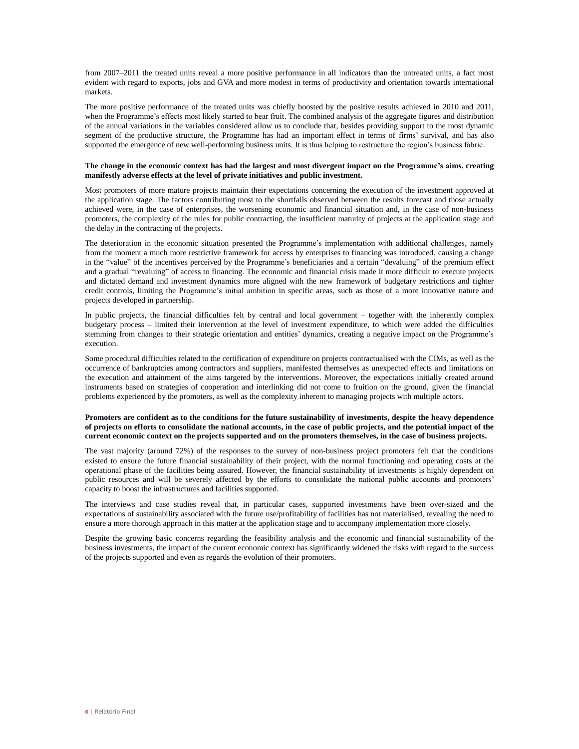from 2007–2011 the treated units reveal a more positive performance in all indicators than the untreated units, a fact most evident with regard to exports, jobs and GVA and more modest in terms of productivity and orientation towards international markets.

The more positive performance of the treated units was chiefly boosted by the positive results achieved in 2010 and 2011, when the Programme's effects most likely started to bear fruit. The combined analysis of the aggregate figures and distribution of the annual variations in the variables considered allow us to conclude that, besides providing support to the most dynamic segment of the productive structure, the Programme has had an important effect in terms of firms' survival, and has also supported the emergence of new well-performing business units. It is thus helping to restructure the region's business fabric.

**The change in the economic context has had the largest and most divergent impact on the Programme's aims, creating manifestly adverse effects at the level of private initiatives and public investment.**

Most promoters of more mature projects maintain their expectations concerning the execution of the investment approved at the application stage. The factors contributing most to the shortfalls observed between the results forecast and those actually achieved were, in the case of enterprises, the worsening economic and financial situation and, in the case of non-business promoters, the complexity of the rules for public contracting, the insufficient maturity of projects at the application stage and the delay in the contracting of the projects.

The deterioration in the economic situation presented the Programme's implementation with additional challenges, namely from the moment a much more restrictive framework for access by enterprises to financing was introduced, causing a change in the "value" of the incentives perceived by the Programme's beneficiaries and a certain "devaluing" of the premium effect and a gradual "revaluing" of access to financing. The economic and financial crisis made it more difficult to execute projects and dictated demand and investment dynamics more aligned with the new framework of budgetary restrictions and tighter credit controls, limiting the Programme's initial ambition in specific areas, such as those of a more innovative nature and projects developed in partnership.

In public projects, the financial difficulties felt by central and local government – together with the inherently complex budgetary process – limited their intervention at the level of investment expenditure, to which were added the difficulties stemming from changes to their strategic orientation and entities' dynamics, creating a negative impact on the Programme's execution.

Some procedural difficulties related to the certification of expenditure on projects contractualised with the CIMs, as well as the occurrence of bankruptcies among contractors and suppliers, manifested themselves as unexpected effects and limitations on the execution and attainment of the aims targeted by the interventions. Moreover, the expectations initially created around instruments based on strategies of cooperation and interlinking did not come to fruition on the ground, given the financial problems experienced by the promoters, as well as the complexity inherent to managing projects with multiple actors.

**Promoters are confident as to the conditions for the future sustainability of investments, despite the heavy dependence of projects on efforts to consolidate the national accounts, in the case of public projects, and the potential impact of the current economic context on the projects supported and on the promoters themselves, in the case of business projects.**

The vast majority (around 72%) of the responses to the survey of non-business project promoters felt that the conditions existed to ensure the future financial sustainability of their project, with the normal functioning and operating costs at the operational phase of the facilities being assured. However, the financial sustainability of investments is highly dependent on public resources and will be severely affected by the efforts to consolidate the national public accounts and promoters' capacity to boost the infrastructures and facilities supported.

The interviews and case studies reveal that, in particular cases, supported investments have been over-sized and the expectations of sustainability associated with the future use/profitability of facilities has not materialised, revealing the need to ensure a more thorough approach in this matter at the application stage and to accompany implementation more closely.

Despite the growing basic concerns regarding the feasibility analysis and the economic and financial sustainability of the business investments, the impact of the current economic context has significantly widened the risks with regard to the success of the projects supported and even as regards the evolution of their promoters.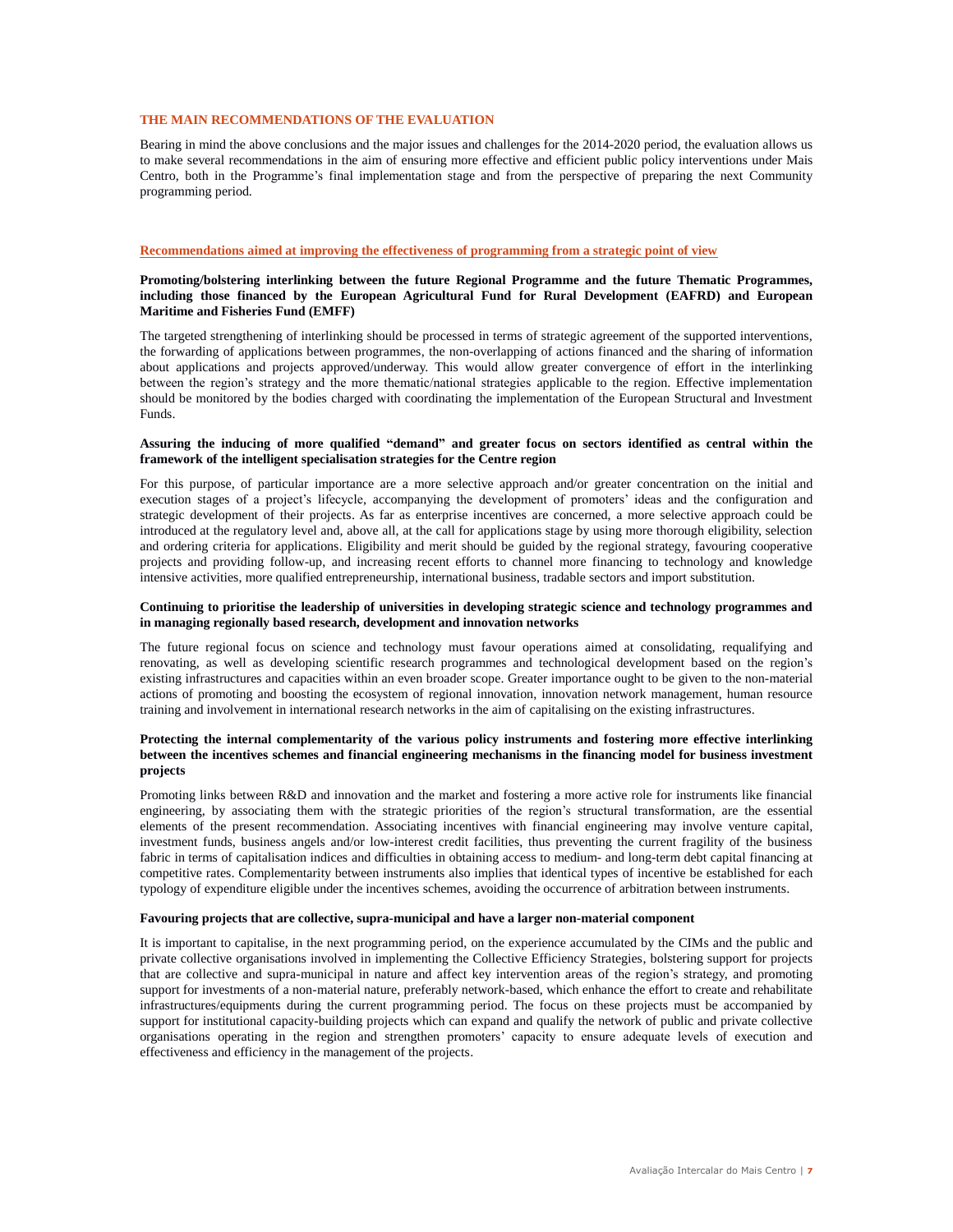## THE MAIN RECOMMENDATIONS OF THE EVALUATION

Bearing in mind the above conclusions and the major issues and challenges for the 2014-2020 period, the evaluation allows us to make several recommendations in the aim of ensuring more effective and efficient public policy interventions under Mais Centro, both in the Programme's final implementation stage and from the perspective of preparing the next Community programming period.

### Recommendations aimed at improving the effectiveness of programming from a strategic point of view

**Promoting/bolstering interlinking between the future Regional Programme and the future Thematic Programmes, including those financed by the European Agricultural Fund for Rural Development (EAFRD) and European Maritime and Fisheries Fund (EMFF)**

The targeted strengthening of interlinking should be processed in terms of strategic agreement of the supported interventions, the forwarding of applications between programmes, the non-overlapping of actions financed and the sharing of information about applications and projects approved/underway. This would allow greater convergence of effort in the interlinking between the region's strategy and the more thematic/national strategies applicable to the region. Effective implementation should be monitored by the bodies charged with coordinating the implementation of the European Structural and Investment Funds.

**Assuring the inducing of more qualified "demand" and greater focus on sectors identified as central within the framework of the intelligent specialisation strategies for the Centre region**

For this purpose, of particular importance are a more selective approach and/or greater concentration on the initial and execution stages of a project's lifecycle, accompanying the development of promoters' ideas and the configuration and strategic development of their projects. As far as enterprise incentives are concerned, a more selective approach could be introduced at the regulatory level and, above all, at the call for applications stage by using more thorough eligibility, selection and ordering criteria for applications. Eligibility and merit should be guided by the regional strategy, favouring cooperative projects and providing follow-up, and increasing recent efforts to channel more financing to technology and knowledge intensive activities, more qualified entrepreneurship, international business, tradable sectors and import substitution.

**Continuing to prioritise the leadership of universities in developing strategic science and technology programmes and in managing regionally based research, development and innovation networks**

The future regional focus on science and technology must favour operations aimed at consolidating, requalifying and renovating, as well as developing scientific research programmes and technological development based on the region's existing infrastructures and capacities within an even broader scope. Greater importance ought to be given to the non-material actions of promoting and boosting the ecosystem of regional innovation, innovation network management, human resource training and involvement in international research networks in the aim of capitalising on the existing infrastructures.

**Protecting the internal complementarity of the various policy instruments and fostering more effective interlinking between the incentives schemes and financial engineering mechanisms in the financing model for business investment projects**

Promoting links between R&D and innovation and the market and fostering a more active role for instruments like financial engineering, by associating them with the strategic priorities of the region's structural transformation, are the essential elements of the present recommendation. Associating incentives with financial engineering may involve venture capital, investment funds, business angels and/or low-interest credit facilities, thus preventing the current fragility of the business fabric in terms of capitalisation indices and difficulties in obtaining access to medium- and long-term debt capital financing at competitive rates. Complementarity between instruments also implies that identical types of incentive be established for each typology of expenditure eligible under the incentives schemes, avoiding the occurrence of arbitration between instruments.

**Favouring projects that are collective, supra-municipal and have a larger non-material component**

It is important to capitalise, in the next programming period, on the experience accumulated by the CIMs and the public and private collective organisations involved in implementing the Collective Efficiency Strategies, bolstering support for projects that are collective and supra-municipal in nature and affect key intervention areas of the region's strategy, and promoting support for investments of a non-material nature, preferably network-based, which enhance the effort to create and rehabilitate infrastructures/equipments during the current programming period. The focus on these projects must be accompanied by support for institutional capacity-building projects which can expand and qualify the network of public and private collective organisations operating in the region and strengthen promoters' capacity to ensure adequate levels of execution and effectiveness and efficiency in the management of the projects.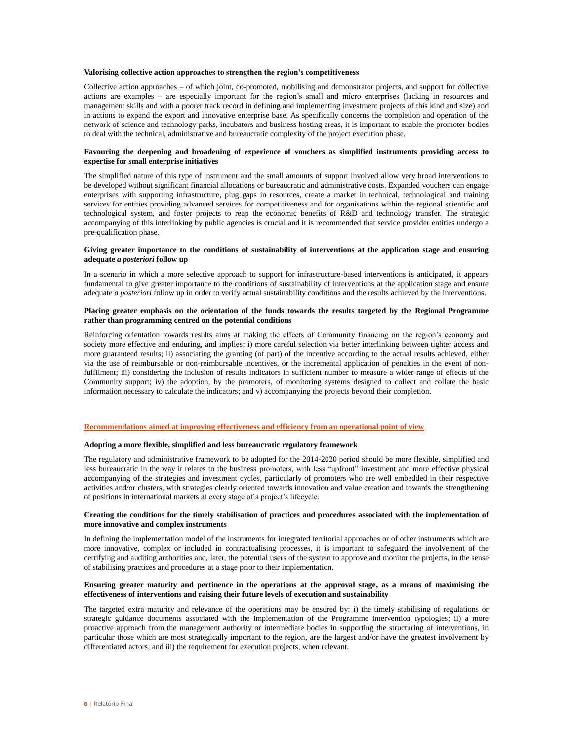**Valorising collective action approaches to strengthen the region's competitiveness**

Collective action approaches – of which joint, co-promoted, mobilising and demonstrator projects, and support for collective actions are examples – are especially important for the region's small and micro enterprises (lacking in resources and management skills and with a poorer track record in defining and implementing investment projects of this kind and size) and in actions to expand the export and innovative enterprise base. As specifically concerns the completion and operation of the network of science and technology parks, incubators and business hosting areas, it is important to enable the promoter bodies to deal with the technical, administrative and bureaucratic complexity of the project execution phase.

**Favouring the deepening and broadening of experience of vouchers as simplified instruments providing access to expertise for small enterprise initiatives**

The simplified nature of this type of instrument and the small amounts of support involved allow very broad interventions to be developed without significant financial allocations or bureaucratic and administrative costs. Expanded vouchers can engage enterprises with supporting infrastructure, plug gaps in resources, create a market in technical, technological and training services for entities providing advanced services for competitiveness and for organisations within the regional scientific and technological system, and foster projects to reap the economic benefits of R&D and technology transfer. The strategic accompanying of this interlinking by public agencies is crucial and it is recommended that service provider entities undergo a pre-qualification phase.

**Giving greater importance to the conditions of sustainability of interventions at the application stage and ensuring adequate *a posteriori* follow up**

In a scenario in which a more selective approach to support for infrastructure-based interventions is anticipated, it appears fundamental to give greater importance to the conditions of sustainability of interventions at the application stage and ensure adequate *a posteriori* follow up in order to verify actual sustainability conditions and the results achieved by the interventions.

**Placing greater emphasis on the orientation of the funds towards the results targeted by the Regional Programme rather than programming centred on the potential conditions**

Reinforcing orientation towards results aims at making the effects of Community financing on the region's economy and society more effective and enduring, and implies: i) more careful selection via better interlinking between tighter access and more guaranteed results; ii) associating the granting (of part) of the incentive according to the actual results achieved, either via the use of reimbursable or non-reimbursable incentives, or the incremental application of penalties in the event of non-fulfilment; iii) considering the inclusion of results indicators in sufficient number to measure a wider range of effects of the Community support; iv) the adoption, by the promoters, of monitoring systems designed to collect and collate the basic information necessary to calculate the indicators; and v) accompanying the projects beyond their completion.

## Recommendations aimed at improving effectiveness and efficiency from an operational point of view

**Adopting a more flexible, simplified and less bureaucratic regulatory framework**

The regulatory and administrative framework to be adopted for the 2014-2020 period should be more flexible, simplified and less bureaucratic in the way it relates to the business promoters, with less "upfront" investment and more effective physical accompanying of the strategies and investment cycles, particularly of promoters who are well embedded in their respective activities and/or clusters, with strategies clearly oriented towards innovation and value creation and towards the strengthening of positions in international markets at every stage of a project's lifecycle.

**Creating the conditions for the timely stabilisation of practices and procedures associated with the implementation of more innovative and complex instruments**

In defining the implementation model of the instruments for integrated territorial approaches or of other instruments which are more innovative, complex or included in contractualising processes, it is important to safeguard the involvement of the certifying and auditing authorities and, later, the potential users of the system to approve and monitor the projects, in the sense of stabilising practices and procedures at a stage prior to their implementation.

**Ensuring greater maturity and pertinence in the operations at the approval stage, as a means of maximising the effectiveness of interventions and raising their future levels of execution and sustainability**

The targeted extra maturity and relevance of the operations may be ensured by: i) the timely stabilising of regulations or strategic guidance documents associated with the implementation of the Programme intervention typologies; ii) a more proactive approach from the management authority or intermediate bodies in supporting the structuring of interventions, in particular those which are most strategically important to the region, are the largest and/or have the greatest involvement by differentiated actors; and iii) the requirement for execution projects, when relevant.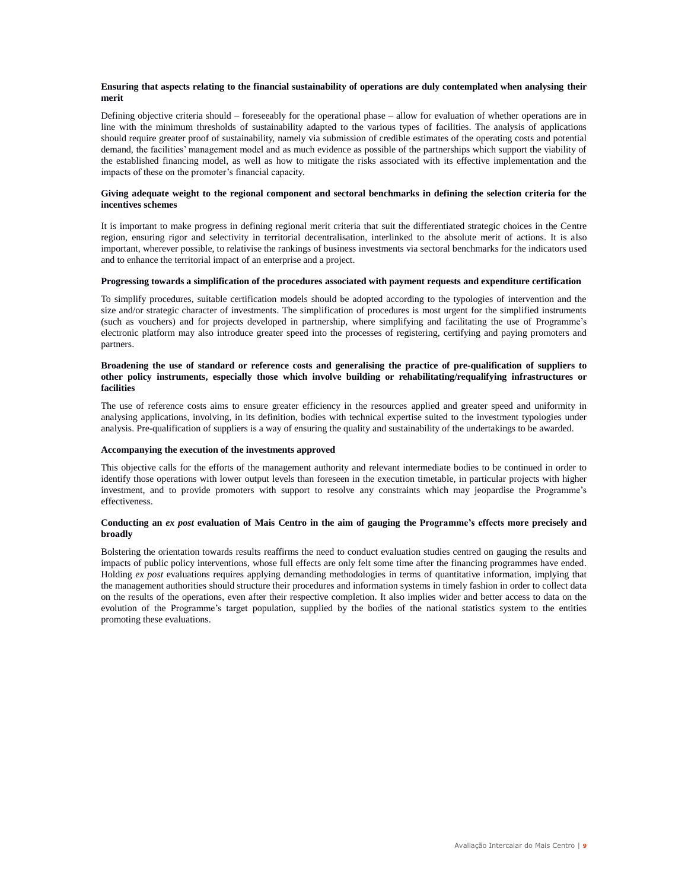**Ensuring that aspects relating to the financial sustainability of operations are duly contemplated when analysing their merit**

Defining objective criteria should – foreseeably for the operational phase – allow for evaluation of whether operations are in line with the minimum thresholds of sustainability adapted to the various types of facilities. The analysis of applications should require greater proof of sustainability, namely via submission of credible estimates of the operating costs and potential demand, the facilities' management model and as much evidence as possible of the partnerships which support the viability of the established financing model, as well as how to mitigate the risks associated with its effective implementation and the impacts of these on the promoter's financial capacity.

**Giving adequate weight to the regional component and sectoral benchmarks in defining the selection criteria for the incentives schemes**

It is important to make progress in defining regional merit criteria that suit the differentiated strategic choices in the Centre region, ensuring rigor and selectivity in territorial decentralisation, interlinked to the absolute merit of actions. It is also important, wherever possible, to relativise the rankings of business investments via sectoral benchmarks for the indicators used and to enhance the territorial impact of an enterprise and a project.

**Progressing towards a simplification of the procedures associated with payment requests and expenditure certification**

To simplify procedures, suitable certification models should be adopted according to the typologies of intervention and the size and/or strategic character of investments. The simplification of procedures is most urgent for the simplified instruments (such as vouchers) and for projects developed in partnership, where simplifying and facilitating the use of Programme's electronic platform may also introduce greater speed into the processes of registering, certifying and paying promoters and partners.

**Broadening the use of standard or reference costs and generalising the practice of pre-qualification of suppliers to other policy instruments, especially those which involve building or rehabilitating/requalifying infrastructures or facilities**

The use of reference costs aims to ensure greater efficiency in the resources applied and greater speed and uniformity in analysing applications, involving, in its definition, bodies with technical expertise suited to the investment typologies under analysis. Pre-qualification of suppliers is a way of ensuring the quality and sustainability of the undertakings to be awarded.

**Accompanying the execution of the investments approved**

This objective calls for the efforts of the management authority and relevant intermediate bodies to be continued in order to identify those operations with lower output levels than foreseen in the execution timetable, in particular projects with higher investment, and to provide promoters with support to resolve any constraints which may jeopardise the Programme's effectiveness.

**Conducting an *ex post* evaluation of Mais Centro in the aim of gauging the Programme's effects more precisely and broadly**

Bolstering the orientation towards results reaffirms the need to conduct evaluation studies centred on gauging the results and impacts of public policy interventions, whose full effects are only felt some time after the financing programmes have ended. Holding *ex post* evaluations requires applying demanding methodologies in terms of quantitative information, implying that the management authorities should structure their procedures and information systems in timely fashion in order to collect data on the results of the operations, even after their respective completion. It also implies wider and better access to data on the evolution of the Programme's target population, supplied by the bodies of the national statistics system to the entities promoting these evaluations.